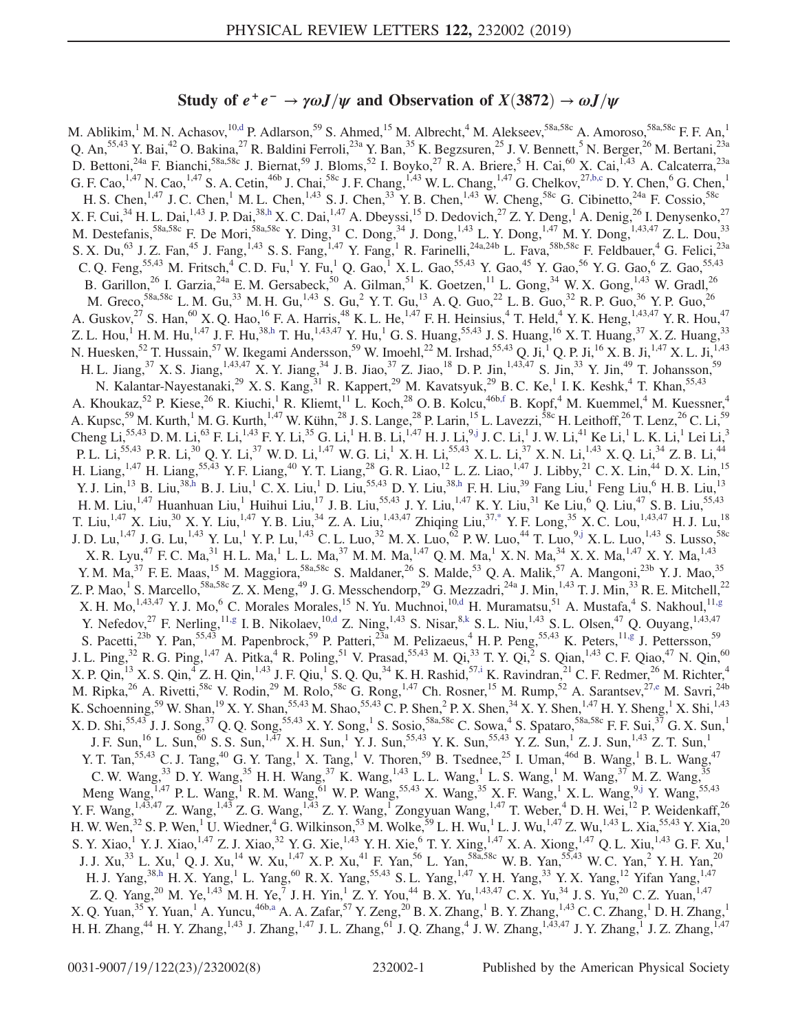# Study of $e^+e^- \to \gamma\omega J/\psi$ and Observation of $X(3872) \to \omega J/\psi$

M. Ablikim,[1] M. N. Achasov,[10,d] P. Adlarson,[59] S. Ahmed,[15] M. Albrecht,[4] M. Alekseev,[58a,58c] A. Amoroso,[58a,58c] F. F. An,[1] Q. An,[55,43] Y. Bai,[42] O. Bakina,[27] R. Baldini Ferroli,[23a] Y. Ban,[35] K. Begzsuren,[25] J. V. Bennett,[5] N. Berger,[26] M. Bertani,[23a] D. Bettoni,[24a] F. Bianchi,[58a,58c] J. Biernat,[59] J. Bloms,[52] I. Boyko,[27] R. A. Briere,[5] H. Cai,[60] X. Cai,[1,43] A. Calcaterra,[23a] G. F. Cao,[1,47] N. Cao,[1,47] S. A. Cetin,[46b] J. Chai,[58c] J. F. Chang,[1,43] W. L. Chang,[1,47] G. Chelkov,[27,b,c] D. Y. Chen,[6] G. Chen,[1] H. S. Chen,[1,47] J. C. Chen,[1] M. L. Chen,[1,43] S. J. Chen,[33] Y. B. Chen,[1,43] W. Cheng,[58c] G. Cibinetto,[24a] F. Cossio,[58c] X. F. Cui,[34] H. L. Dai,[1,43] J. P. Dai,[38,h] X. C. Dai,[1,47] A. Dbeyssi,[15] D. Dedovich,[27] Z. Y. Deng,[1] A. Denig,[26] I. Denysenko,[27] M. Destefanis,[58a,58c] F. De Mori,[58a,58c] Y. Ding,[31] C. Dong,[34] J. Dong,[1,43] L. Y. Dong,[1,47] M. Y. Dong,[1,43,47] Z. L. Dou,[33] S. X. Du,[63] J. Z. Fan,[45] J. Fang,[1,43] S. S. Fang,[1,47] Y. Fang,[1] R. Farinelli,[24a,24b] L. Fava,[58b,58c] F. Feldbauer,[4] G. Felici,[23a] C. Q. Feng,[55,43] M. Fritsch,[4] C. D. Fu,[1] Y. Fu,[1] Q. Gao,[1] X. L. Gao,[55,43] Y. Gao,[45] Y. Gao,[56] Y. G. Gao,[6] Z. Gao,[55,43] B. Garillon,[26] I. Garzia,[24a] E. M. Gersabeck,[50] A. Gilman,[51] K. Goetzen,[11] L. Gong,[34] W. X. Gong,[1,43] W. Gradl,[26] M. Greco,[58a,58c] L. M. Gu,[33] M. H. Gu,[1,43] S. Gu,[2] Y. T. Gu,[13] A. Q. Guo,[22] L. B. Guo,[32] R. P. Guo,[36] Y. P. Guo,[26] A. Guskov,[27] S. Han,[60] X. Q. Hao,[16] F. A. Harris,[48] K. L. He,[1,47] F. H. Heinsius,[4] T. Held,[4] Y. K. Heng,[1,43,47] Y. R. Hou,[47] Z. L. Hou,[1] H. M. Hu,[1,47] J. F. Hu,[38,h] T. Hu,[1,43,47] Y. Hu,[1] G. S. Huang,[55,43] J. S. Huang,[16] X. T. Huang,[37] X. Z. Huang,[33] N. Huesken,[52] T. Hussain,[57] W. Ikegami Andersson,[59] W. Imoehl,[22] M. Irshad,[55,43] Q. Ji,[1] Q. P. Ji,[16] X. B. Ji,[1,47] X. L. Ji,[1,43] H. L. Jiang,[37] X. S. Jiang,[1,43,47] X. Y. Jiang,[34] J. B. Jiao,[37] Z. Jiao,[18] D. P. Jin,[1,43,47] S. Jin,[33] Y. Jin,[49] T. Johansson,[59] N. Kalantar-Nayestanaki,[29] X. S. Kang,[31] R. Kappert,[29] M. Kavatsyuk,[29] B. C. Ke,[1] I. K. Keshk,[4] T. Khan,[55,43] A. Khoukaz,[52] P. Kiese,[26] R. Kiuchi,[1] R. Kliemt,[11] L. Koch,[28] O. B. Kolcu,[46b,f] B. Kopf,[4] M. Kuemmel,[4] M. Kuessner,[4] A. Kupsc,[59] M. Kurth,[1] M. G. Kurth,[1,47] W. Kühn,[28] J. S. Lange,[28] P. Larin,[15] L. Lavezzi,[58c] H. Leithoff,[26] T. Lenz,[26] C. Li,[59] Cheng Li,[55,43] D. M. Li,[63] F. Li,[1,43] F. Y. Li,[35] G. Li,[1] H. B. Li,[1,47] H. J. Li,[9,j] J. C. Li,[1] J. W. Li,[41] Ke Li,[1] L. K. Li,[1] Lei Li,[3] P. L. Li,[55,43] P. R. Li,[30] Q. Y. Li,[37] W. D. Li,[1,47] W. G. Li,[1] X. H. Li,[55,43] X. L. Li,[37] X. N. Li,[1,43] X. Q. Li,[34] Z. B. Li,[44] H. Liang,[1,47] H. Liang,[55,43] Y. F. Liang,[40] Y. T. Liang,[28] G. R. Liao,[12] L. Z. Liao,[1,47] J. Libby,[21] C. X. Lin,[44] D. X. Lin,[15] Y. J. Lin,[13] B. Liu,[38,h] B. J. Liu,[1] C. X. Liu,[1] D. Liu,[55,43] D. Y. Liu,[38,h] F. H. Liu,[39] Fang Liu,[1] Feng Liu,[6] H. B. Liu,[13] H. M. Liu,[1,47] Huanhuan Liu,[1] Huihui Liu,[17] J. B. Liu,[55,43] J. Y. Liu,[1,47] K. Y. Liu,[31] Ke Liu,[6] Q. Liu,[47] S. B. Liu,[55,43] T. Liu,[1,47] X. Liu,[30] X. Y. Liu,[1,47] Y. B. Liu,[34] Z. A. Liu,[1,43,47] Zhiqing Liu,[37,*] Y. F. Long,[35] X. C. Lou,[1,43,47] H. J. Lu,[18] J. D. Lu,[1,47] J. G. Lu,[1,43] Y. Lu,[1] Y. P. Lu,[1,43] C. L. Luo,[32] M. X. Luo,[62] P. W. Luo,[44] T. Luo,[9,j] X. L. Luo,[1,43] S. Lusso,[58c] X. R. Lyu,[47] F. C. Ma,[31] H. L. Ma,[1] L. L. Ma,[37] M. M. Ma,[1,47] Q. M. Ma,[1] X. N. Ma,[34] X. X. Ma,[1,47] X. Y. Ma,[1,43] Y. M. Ma,[37] F. E. Maas,[15] M. Maggiora,[58a,58c] S. Maldaner,[26] S. Malde,[53] Q. A. Malik,[57] A. Mangoni,[23b] Y. J. Mao,[35] Z. P. Mao,[1] S. Marcello,[58a,58c] Z. X. Meng,[49] J. G. Messchendorp,[29] G. Mezzadri,[24a] J. Min,[1,43] T. J. Min,[33] R. E. Mitchell,[22] X. H. Mo,[1,43,47] Y. J. Mo,[6] C. Morales Morales,[15] N. Yu. Muchnoi,[10,d] H. Muramatsu,[51] A. Mustafa,[4] S. Nakhoul,[11,g] Y. Nefedov,[27] F. Nerling,[11,g] I. B. Nikolaev,[10,d] Z. Ning,[1,43] S. Nisar,[8,k] S. L. Niu,[1,43] S. L. Olsen,[47] Q. Ouyang,[1,43,47] S. Pacetti,[23b] Y. Pan,[55,43] M. Papenbrock,[59] P. Patteri,[23a] M. Pelizaeus,[4] H. P. Peng,[55,43] K. Peters,[11,g] J. Pettersson,[59] J. L. Ping,[32] R. G. Ping,[1,47] A. Pitka,[4] R. Poling,[51] V. Prasad,[55,43] M. Qi,[33] T. Y. Qi,[2] S. Qian,[1,43] C. F. Qiao,[47] N. Qin,[60] X. P. Qin,[13] X. S. Qin,[4] Z. H. Qin,[1,43] J. F. Qiu,[1] S. Q. Qu,[34] K. H. Rashid,[57,i] K. Ravindran,[21] C. F. Redmer,[26] M. Richter,[4] M. Ripka,[26] A. Rivetti,[58c] V. Rodin,[29] M. Rolo,[58c] G. Rong,[1,47] Ch. Rosner,[15] M. Rump,[52] A. Sarantsev,[27,e] M. Savri,[24b] K. Schoenning,[59] W. Shan,[19] X. Y. Shan,[55,43] M. Shao,[55,43] C. P. Shen,[2] P. X. Shen,[34] X. Y. Shen,[1,47] H. Y. Sheng,[1] X. Shi,[1,43] X. D. Shi,[55,43] J. J. Song,[37] Q. Q. Song,[55,43] X. Y. Song,[1] S. Sosio,[58a,58c] C. Sowa,[4] S. Spataro,[58a,58c] F. F. Sui,[37] G. X. Sun,[1] J. F. Sun,[16] L. Sun,[60] S. S. Sun,[1,47] X. H. Sun,[1] Y. J. Sun,[55,43] Y. K. Sun,[55,43] Y. Z. Sun,[1] Z. J. Sun,[1,43] Z. T. Sun,[1] Y. T. Tan,[55,43] C. J. Tang,[40] G. Y. Tang,[1] X. Tang,[1] V. Thoren,[59] B. Tsednee,[25] I. Uman,[46d] B. Wang,[1] B. L. Wang,[47] C. W. Wang,[33] D. Y. Wang,[35] H. H. Wang,[37] K. Wang,[1,43] L. L. Wang,[1] L. S. Wang,[1] M. Wang,[37] M. Z. Wang,[35] Meng Wang,[1,47] P. L. Wang,[1] R. M. Wang,[61] W. P. Wang,[55,43] X. Wang,[35] X. F. Wang,[1] X. L. Wang,[9,j] Y. Wang,[55,43] Y. F. Wang,[1,43,47] Z. Wang,[1,43] Z. G. Wang,[1,43] Z. Y. Wang,[1] Zongyuan Wang,[1,47] T. Weber,[4] D. H. Wei,[12] P. Weidenkaff,[26] H. W. Wen,[32] S. P. Wen,[1] U. Wiedner,[4] G. Wilkinson,[53] M. Wolke,[59] L. H. Wu,[1] L. J. Wu,[1,47] Z. Wu,[1,43] L. Xia,[55,43] Y. Xia,[20] S. Y. Xiao,[1] Y. J. Xiao,[1,47] Z. J. Xiao,[32] Y. G. Xie,[1,43] Y. H. Xie,[6] T. Y. Xing,[1,47] X. A. Xiong,[1,47] Q. L. Xiu,[1,43] G. F. Xu,[1] J. J. Xu,[33] L. Xu,[1] Q. J. Xu,[14] W. Xu,[1,47] X. P. Xu,[41] F. Yan,[56] L. Yan,[58a,58c] W. B. Yan,[55,43] W. C. Yan,[2] Y. H. Yan,[20] H. J. Yang,[38,h] H. X. Yang,[1] L. Yang,[60] R. X. Yang,[55,43] S. L. Yang,[1,47] Y. H. Yang,[33] Y. X. Yang,[12] Yifan Yang,[1,47] Z. Q. Yang,[20] M. Ye,[1,43] M. H. Ye,[7] J. H. Yin,[1] Z. Y. You,[44] B. X. Yu,[1,43,47] C. X. Yu,[34] J. S. Yu,[20] C. Z. Yuan,[1,47] X. Q. Yuan,[35] Y. Yuan,[1] A. Yuncu,[46b,a] A. A. Zafar,[57] Y. Zeng,[20] B. X. Zhang,[1] B. Y. Zhang,[1,43] C. C. Zhang,[1] D. H. Zhang,[1] H. H. Zhang,[44] H. Y. Zhang,[1,43] J. Zhang,[1,47] J. L. Zhang,[61] J. Q. Zhang,[4] J. W. Zhang,[1,43,47] J. Y. Zhang,[1] J. Z. Zhang,[1,47]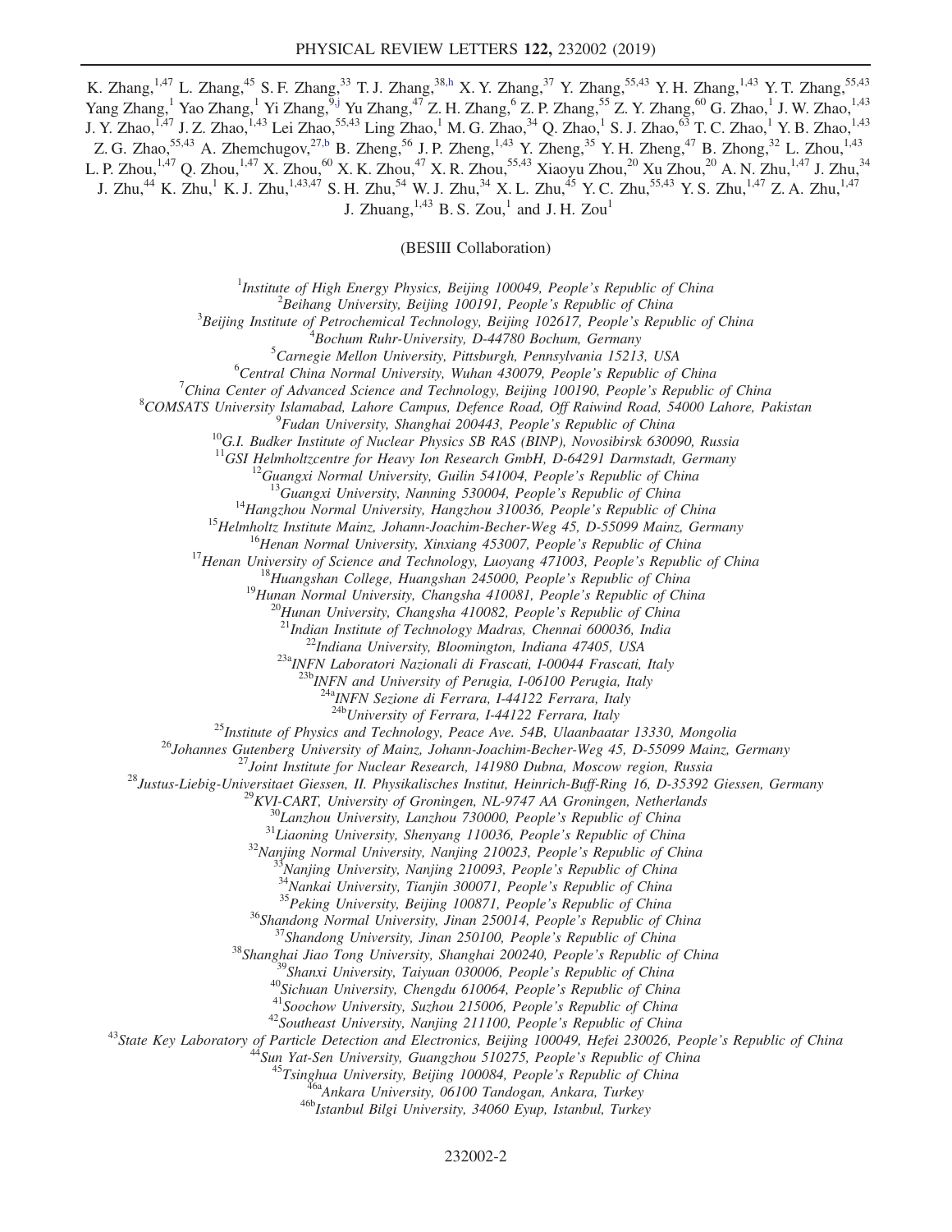K. Zhang,[1,47] L. Zhang,[45] S. F. Zhang,[33] T. J. Zhang,[38,h] X. Y. Zhang,[37] Y. Zhang,[55,43] Y. H. Zhang,[1,43] Y. T. Zhang,[55,43] Yang Zhang,[1] Yao Zhang,[1] Yi Zhang,[9,j] Yu Zhang,[47] Z. H. Zhang,[6] Z. P. Zhang,[55] Z. Y. Zhang,[60] G. Zhao,[1] J. W. Zhao,[1,43] J. Y. Zhao,[1,47] J. Z. Zhao,[1,43] Lei Zhao,[55,43] Ling Zhao,[1] M. G. Zhao,[34] Q. Zhao,[1] S. J. Zhao,[63] T. C. Zhao,[1] Y. B. Zhao,[1,43] Z. G. Zhao,[55,43] A. Zhemchugov,[27,b] B. Zheng,[56] J. P. Zheng,[1,43] Y. Zheng,[35] Y. H. Zheng,[47] B. Zhong,[32] L. Zhou,[1,43] L. P. Zhou,[1,47] Q. Zhou,[1,47] X. Zhou,[60] X. K. Zhou,[47] X. R. Zhou,[55,43] Xiaoyu Zhou,[20] Xu Zhou,[20] A. N. Zhu,[1,47] J. Zhu,[34] J. Zhu,[44] K. Zhu,[1] K. J. Zhu,[1,43,47] S. H. Zhu,[54] W. J. Zhu,[34] X. L. Zhu,[45] Y. C. Zhu,[55,43] Y. S. Zhu,[1,47] Z. A. Zhu,[1,47] J. Zhuang,[1,43] B. S. Zou,[1] and J. H. Zou[1]

(BESIII Collaboration)

[1]*Institute of High Energy Physics, Beijing 100049, People's Republic of China*
[2]*Beihang University, Beijing 100191, People's Republic of China*
[3]*Beijing Institute of Petrochemical Technology, Beijing 102617, People's Republic of China*
[4]*Bochum Ruhr-University, D-44780 Bochum, Germany*
[5]*Carnegie Mellon University, Pittsburgh, Pennsylvania 15213, USA*
[6]*Central China Normal University, Wuhan 430079, People's Republic of China*
[7]*China Center of Advanced Science and Technology, Beijing 100190, People's Republic of China*
[8]*COMSATS University Islamabad, Lahore Campus, Defence Road, Off Raiwind Road, 54000 Lahore, Pakistan*
[9]*Fudan University, Shanghai 200443, People's Republic of China*
[10]*G.I. Budker Institute of Nuclear Physics SB RAS (BINP), Novosibirsk 630090, Russia*
[11]*GSI Helmholtzcentre for Heavy Ion Research GmbH, D-64291 Darmstadt, Germany*
[12]*Guangxi Normal University, Guilin 541004, People's Republic of China*
[13]*Guangxi University, Nanning 530004, People's Republic of China*
[14]*Hangzhou Normal University, Hangzhou 310036, People's Republic of China*
[15]*Helmholtz Institute Mainz, Johann-Joachim-Becher-Weg 45, D-55099 Mainz, Germany*
[16]*Henan Normal University, Xinxiang 453007, People's Republic of China*
[17]*Henan University of Science and Technology, Luoyang 471003, People's Republic of China*
[18]*Huangshan College, Huangshan 245000, People's Republic of China*
[19]*Hunan Normal University, Changsha 410081, People's Republic of China*
[20]*Hunan University, Changsha 410082, People's Republic of China*
[21]*Indian Institute of Technology Madras, Chennai 600036, India*
[22]*Indiana University, Bloomington, Indiana 47405, USA*
[23a]*INFN Laboratori Nazionali di Frascati, I-00044 Frascati, Italy*
[23b]*INFN and University of Perugia, I-06100 Perugia, Italy*
[24a]*INFN Sezione di Ferrara, I-44122 Ferrara, Italy*
[24b]*University of Ferrara, I-44122 Ferrara, Italy*
[25]*Institute of Physics and Technology, Peace Ave. 54B, Ulaanbaatar 13330, Mongolia*
[26]*Johannes Gutenberg University of Mainz, Johann-Joachim-Becher-Weg 45, D-55099 Mainz, Germany*
[27]*Joint Institute for Nuclear Research, 141980 Dubna, Moscow region, Russia*
[28]*Justus-Liebig-Universitaet Giessen, II. Physikalisches Institut, Heinrich-Buff-Ring 16, D-35392 Giessen, Germany*
[29]*KVI-CART, University of Groningen, NL-9747 AA Groningen, Netherlands*
[30]*Lanzhou University, Lanzhou 730000, People's Republic of China*
[31]*Liaoning University, Shenyang 110036, People's Republic of China*
[32]*Nanjing Normal University, Nanjing 210023, People's Republic of China*
[33]*Nanjing University, Nanjing 210093, People's Republic of China*
[34]*Nankai University, Tianjin 300071, People's Republic of China*
[35]*Peking University, Beijing 100871, People's Republic of China*
[36]*Shandong Normal University, Jinan 250014, People's Republic of China*
[37]*Shandong University, Jinan 250100, People's Republic of China*
[38]*Shanghai Jiao Tong University, Shanghai 200240, People's Republic of China*
[39]*Shanxi University, Taiyuan 030006, People's Republic of China*
[40]*Sichuan University, Chengdu 610064, People's Republic of China*
[41]*Soochow University, Suzhou 215006, People's Republic of China*
[42]*Southeast University, Nanjing 211100, People's Republic of China*
[43]*State Key Laboratory of Particle Detection and Electronics, Beijing 100049, Hefei 230026, People's Republic of China*
[44]*Sun Yat-Sen University, Guangzhou 510275, People's Republic of China*
[45]*Tsinghua University, Beijing 100084, People's Republic of China*
[46a]*Ankara University, 06100 Tandogan, Ankara, Turkey*
[46b]*Istanbul Bilgi University, 34060 Eyup, Istanbul, Turkey*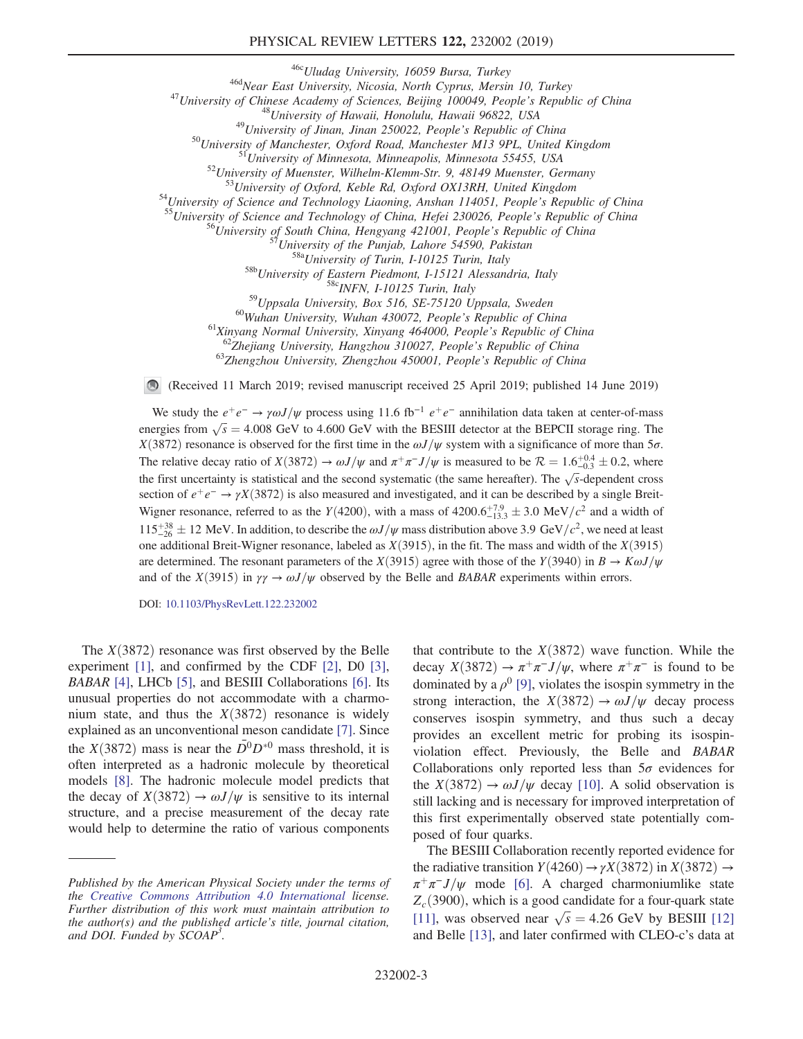[46c]Uludag University, 16059 Bursa, Turkey
[46d]Near East University, Nicosia, North Cyprus, Mersin 10, Turkey
[47]University of Chinese Academy of Sciences, Beijing 100049, People's Republic of China
[48]University of Hawaii, Honolulu, Hawaii 96822, USA
[49]University of Jinan, Jinan 250022, People's Republic of China
[50]University of Manchester, Oxford Road, Manchester M13 9PL, United Kingdom
[51]University of Minnesota, Minneapolis, Minnesota 55455, USA
[52]University of Muenster, Wilhelm-Klemm-Str. 9, 48149 Muenster, Germany
[53]University of Oxford, Keble Rd, Oxford OX13RH, United Kingdom
[54]University of Science and Technology Liaoning, Anshan 114051, People's Republic of China
[55]University of Science and Technology of China, Hefei 230026, People's Republic of China
[56]University of South China, Hengyang 421001, People's Republic of China
[57]University of the Punjab, Lahore 54590, Pakistan
[58a]University of Turin, I-10125 Turin, Italy
[58b]University of Eastern Piedmont, I-15121 Alessandria, Italy
[58c]INFN, I-10125 Turin, Italy
[59]Uppsala University, Box 516, SE-75120 Uppsala, Sweden
[60]Wuhan University, Wuhan 430072, People's Republic of China
[61]Xinyang Normal University, Xinyang 464000, People's Republic of China
[62]Zhejiang University, Hangzhou 310027, People's Republic of China
[63]Zhengzhou University, Zhengzhou 450001, People's Republic of China

(Received 11 March 2019; revised manuscript received 25 April 2019; published 14 June 2019)

We study the $e^+e^- \to \gamma\omega J/\psi$ process using 11.6 fb$^{-1}$ $e^+e^-$ annihilation data taken at center-of-mass energies from $\sqrt{s} = 4.008$ GeV to 4.600 GeV with the BESIII detector at the BEPCII storage ring. The $X(3872)$ resonance is observed for the first time in the $\omega J/\psi$ system with a significance of more than $5\sigma$. The relative decay ratio of $X(3872) \to \omega J/\psi$ and $\pi^+\pi^- J/\psi$ is measured to be $\mathcal{R} = 1.6^{+0.4}_{-0.3} \pm 0.2$, where the first uncertainty is statistical and the second systematic (the same hereafter). The $\sqrt{s}$-dependent cross section of $e^+e^- \to \gamma X(3872)$ is also measured and investigated, and it can be described by a single Breit-Wigner resonance, referred to as the $Y(4200)$, with a mass of $4200.6^{+7.9}_{-13.3} \pm 3.0$ MeV$/c^2$ and a width of $115^{+38}_{-26} \pm 12$ MeV. In addition, to describe the $\omega J/\psi$ mass distribution above 3.9 GeV$/c^2$, we need at least one additional Breit-Wigner resonance, labeled as $X(3915)$, in the fit. The mass and width of the $X(3915)$ are determined. The resonant parameters of the $X(3915)$ agree with those of the $Y(3940)$ in $B \to K\omega J/\psi$ and of the $X(3915)$ in $\gamma\gamma \to \omega J/\psi$ observed by the Belle and *BABAR* experiments within errors.

DOI: 10.1103/PhysRevLett.122.232002

The $X(3872)$ resonance was first observed by the Belle experiment [1], and confirmed by the CDF [2], D0 [3], *BABAR* [4], LHCb [5], and BESIII Collaborations [6]. Its unusual properties do not accommodate with a charmonium state, and thus the $X(3872)$ resonance is widely explained as an unconventional meson candidate [7]. Since the $X(3872)$ mass is near the $\bar{D}^0 D^{*0}$ mass threshold, it is often interpreted as a hadronic molecule by theoretical models [8]. The hadronic molecule model predicts that the decay of $X(3872) \to \omega J/\psi$ is sensitive to its internal structure, and a precise measurement of the decay rate would help to determine the ratio of various components that contribute to the $X(3872)$ wave function. While the decay $X(3872) \to \pi^+\pi^- J/\psi$, where $\pi^+\pi^-$ is found to be dominated by a $\rho^0$ [9], violates the isospin symmetry in the strong interaction, the $X(3872) \to \omega J/\psi$ decay process conserves isospin symmetry, and thus such a decay provides an excellent metric for probing its isospin-violation effect. Previously, the Belle and *BABAR* Collaborations only reported less than $5\sigma$ evidences for the $X(3872) \to \omega J/\psi$ decay [10]. A solid observation is still lacking and is necessary for improved interpretation of this first experimentally observed state potentially composed of four quarks.

The BESIII Collaboration recently reported evidence for the radiative transition $Y(4260) \to \gamma X(3872)$ in $X(3872) \to \pi^+\pi^- J/\psi$ mode [6]. A charged charmoniumlike state $Z_c(3900)$, which is a good candidate for a four-quark state [11], was observed near $\sqrt{s} = 4.26$ GeV by BESIII [12] and Belle [13], and later confirmed with CLEO-c's data at

*Published by the American Physical Society under the terms of the Creative Commons Attribution 4.0 International license. Further distribution of this work must maintain attribution to the author(s) and the published article's title, journal citation, and DOI. Funded by SCOAP³.*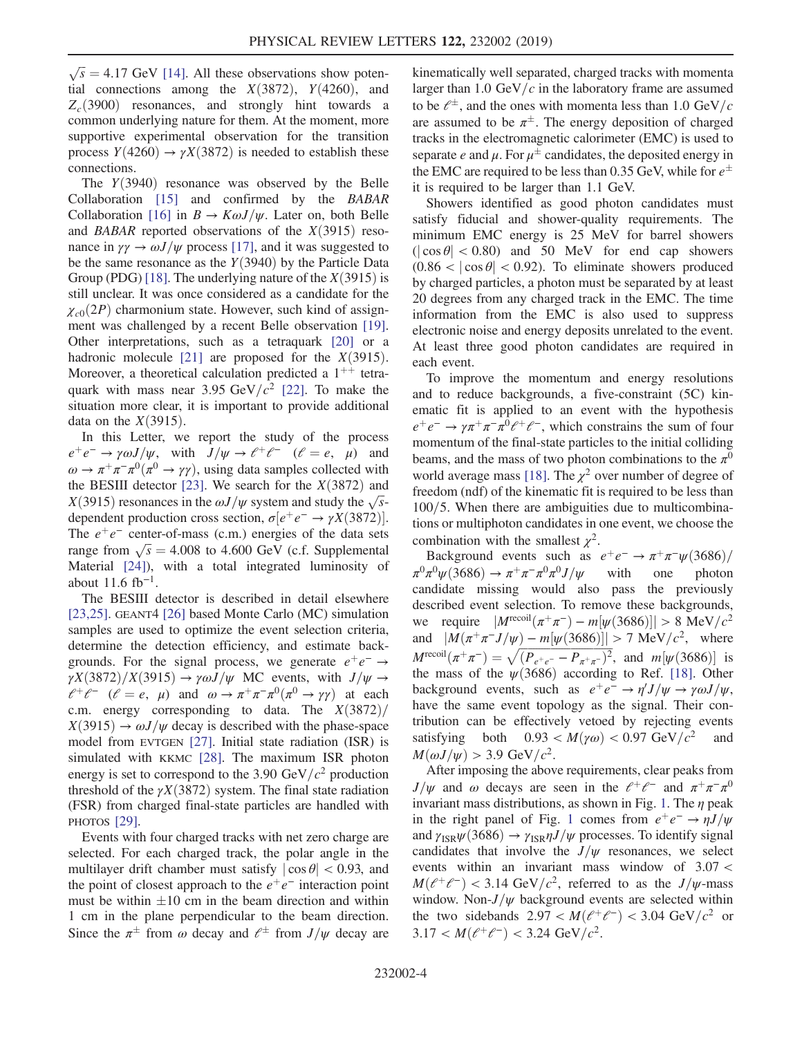$\sqrt{s} = 4.17$ GeV [14]. All these observations show potential connections among the $X(3872)$, $Y(4260)$, and $Z_c(3900)$ resonances, and strongly hint towards a common underlying nature for them. At the moment, more supportive experimental observation for the transition process $Y(4260) \to \gamma X(3872)$ is needed to establish these connections.

The $Y(3940)$ resonance was observed by the Belle Collaboration [15] and confirmed by the *BABAR* Collaboration [16] in $B \to K\omega J/\psi$. Later on, both Belle and *BABAR* reported observations of the $X(3915)$ resonance in $\gamma\gamma \to \omega J/\psi$ process [17], and it was suggested to be the same resonance as the $Y(3940)$ by the Particle Data Group (PDG) [18]. The underlying nature of the $X(3915)$ is still unclear. It was once considered as a candidate for the $\chi_{c0}(2P)$ charmonium state. However, such kind of assignment was challenged by a recent Belle observation [19]. Other interpretations, such as a tetraquark [20] or a hadronic molecule [21] are proposed for the $X(3915)$. Moreover, a theoretical calculation predicted a $1^{++}$ tetraquark with mass near 3.95 GeV/$c^2$ [22]. To make the situation more clear, it is important to provide additional data on the $X(3915)$.

In this Letter, we report the study of the process $e^+e^- \to \gamma\omega J/\psi$, with $J/\psi \to \ell^+\ell^-$ ($\ell = e$, $\mu$) and $\omega \to \pi^+\pi^-\pi^0(\pi^0 \to \gamma\gamma)$, using data samples collected with the BESIII detector [23]. We search for the $X(3872)$ and $X(3915)$ resonances in the $\omega J/\psi$ system and study the $\sqrt{s}$-dependent production cross section, $\sigma[e^+e^- \to \gamma X(3872)]$. The $e^+e^-$ center-of-mass (c.m.) energies of the data sets range from $\sqrt{s} = 4.008$ to 4.600 GeV (c.f. Supplemental Material [24]), with a total integrated luminosity of about 11.6 fb$^{-1}$.

The BESIII detector is described in detail elsewhere [23,25]. GEANT4 [26] based Monte Carlo (MC) simulation samples are used to optimize the event selection criteria, determine the detection efficiency, and estimate backgrounds. For the signal process, we generate $e^+e^- \to \gamma X(3872)/X(3915) \to \gamma\omega J/\psi$ MC events, with $J/\psi \to \ell^+\ell^-$ ($\ell = e$, $\mu$) and $\omega \to \pi^+\pi^-\pi^0(\pi^0 \to \gamma\gamma)$ at each c.m. energy corresponding to data. The $X(3872)/X(3915) \to \omega J/\psi$ decay is described with the phase-space model from EVTGEN [27]. Initial state radiation (ISR) is simulated with KKMC [28]. The maximum ISR photon energy is set to correspond to the 3.90 GeV/$c^2$ production threshold of the $\gamma X(3872)$ system. The final state radiation (FSR) from charged final-state particles are handled with PHOTOS [29].

Events with four charged tracks with net zero charge are selected. For each charged track, the polar angle in the multilayer drift chamber must satisfy $|\cos\theta| < 0.93$, and the point of closest approach to the $e^+e^-$ interaction point must be within $\pm 10$ cm in the beam direction and within 1 cm in the plane perpendicular to the beam direction. Since the $\pi^\pm$ from $\omega$ decay and $\ell^\pm$ from $J/\psi$ decay are kinematically well separated, charged tracks with momenta larger than 1.0 GeV/$c$ in the laboratory frame are assumed to be $\ell^\pm$, and the ones with momenta less than 1.0 GeV/$c$ are assumed to be $\pi^\pm$. The energy deposition of charged tracks in the electromagnetic calorimeter (EMC) is used to separate $e$ and $\mu$. For $\mu^\pm$ candidates, the deposited energy in the EMC are required to be less than 0.35 GeV, while for $e^\pm$ it is required to be larger than 1.1 GeV.

Showers identified as good photon candidates must satisfy fiducial and shower-quality requirements. The minimum EMC energy is 25 MeV for barrel showers ($|\cos\theta| < 0.80$) and 50 MeV for end cap showers ($0.86 < |\cos\theta| < 0.92$). To eliminate showers produced by charged particles, a photon must be separated by at least 20 degrees from any charged track in the EMC. The time information from the EMC is also used to suppress electronic noise and energy deposits unrelated to the event. At least three good photon candidates are required in each event.

To improve the momentum and energy resolutions and to reduce backgrounds, a five-constraint (5C) kinematic fit is applied to an event with the hypothesis $e^+e^- \to \gamma\pi^+\pi^-\pi^0\ell^+\ell^-$, which constrains the sum of four momentum of the final-state particles to the initial colliding beams, and the mass of two photon combinations to the $\pi^0$ world average mass [18]. The $\chi^2$ over number of degree of freedom (ndf) of the kinematic fit is required to be less than 100/5. When there are ambiguities due to multicombinations or multiphoton candidates in one event, we choose the combination with the smallest $\chi^2$.

Background events such as $e^+e^- \to \pi^+\pi^-\psi(3686)/\pi^0\pi^0\psi(3686) \to \pi^+\pi^-\pi^0\pi^0 J/\psi$ with one photon candidate missing would also pass the previously described event selection. To remove these backgrounds, we require $|M^{\mathrm{recoil}}(\pi^+\pi^-) - m[\psi(3686)]| > 8$ MeV/$c^2$ and $|M(\pi^+\pi^- J/\psi) - m[\psi(3686)]| > 7$ MeV/$c^2$, where $M^{\mathrm{recoil}}(\pi^+\pi^-) = \sqrt{(P_{e^+e^-} - P_{\pi^+\pi^-})^2}$, and $m[\psi(3686)]$ is the mass of the $\psi(3686)$ according to Ref. [18]. Other background events, such as $e^+e^- \to \eta' J/\psi \to \gamma\omega J/\psi$, have the same event topology as the signal. Their contribution can be effectively vetoed by rejecting events satisfying both $0.93 < M(\gamma\omega) < 0.97$ GeV/$c^2$ and $M(\omega J/\psi) > 3.9$ GeV/$c^2$.

After imposing the above requirements, clear peaks from $J/\psi$ and $\omega$ decays are seen in the $\ell^+\ell^-$ and $\pi^+\pi^-\pi^0$ invariant mass distributions, as shown in Fig. 1. The $\eta$ peak in the right panel of Fig. 1 comes from $e^+e^- \to \eta J/\psi$ and $\gamma_{\mathrm{ISR}}\psi(3686) \to \gamma_{\mathrm{ISR}}\eta J/\psi$ processes. To identify signal candidates that involve the $J/\psi$ resonances, we select events within an invariant mass window of $3.07 < M(\ell^+\ell^-) < 3.14$ GeV/$c^2$, referred to as the $J/\psi$-mass window. Non-$J/\psi$ background events are selected within the two sidebands $2.97 < M(\ell^+\ell^-) < 3.04$ GeV/$c^2$ or $3.17 < M(\ell^+\ell^-) < 3.24$ GeV/$c^2$.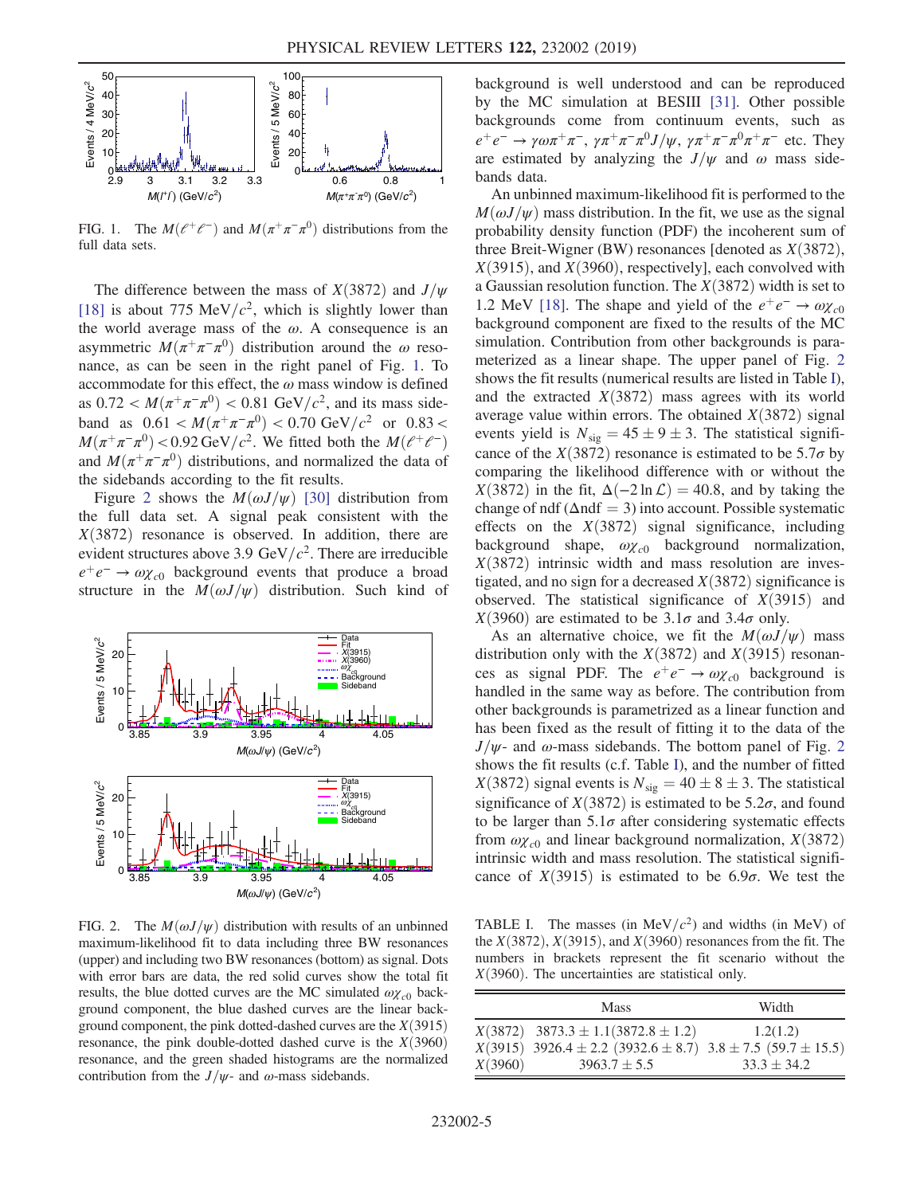FIG. 1. The $M(\ell^+\ell^-)$ and $M(\pi^+\pi^-\pi^0)$ distributions from the full data sets.

The difference between the mass of $X(3872)$ and $J/\psi$ [18] is about 775 $\mathrm{MeV}/c^2$, which is slightly lower than the world average mass of the $\omega$. A consequence is an asymmetric $M(\pi^+\pi^-\pi^0)$ distribution around the $\omega$ resonance, as can be seen in the right panel of Fig. 1. To accommodate for this effect, the $\omega$ mass window is defined as $0.72 < M(\pi^+\pi^-\pi^0) < 0.81\ \mathrm{GeV}/c^2$, and its mass sideband as $0.61 < M(\pi^+\pi^-\pi^0) < 0.70\ \mathrm{GeV}/c^2$ or $0.83 < M(\pi^+\pi^-\pi^0) < 0.92\ \mathrm{GeV}/c^2$. We fitted both the $M(\ell^+\ell^-)$ and $M(\pi^+\pi^-\pi^0)$ distributions, and normalized the data of the sidebands according to the fit results.

Figure 2 shows the $M(\omega J/\psi)$ [30] distribution from the full data set. A signal peak consistent with the $X(3872)$ resonance is observed. In addition, there are evident structures above 3.9 $\mathrm{GeV}/c^2$. There are irreducible $e^+e^- \to \omega\chi_{c0}$ background events that produce a broad structure in the $M(\omega J/\psi)$ distribution. Such kind of background is well understood and can be reproduced by the MC simulation at BESIII [31]. Other possible backgrounds come from continuum events, such as $e^+e^- \to \gamma\omega\pi^+\pi^-$, $\gamma\pi^+\pi^-\pi^0 J/\psi$, $\gamma\pi^+\pi^-\pi^0\pi^+\pi^-$ etc. They are estimated by analyzing the $J/\psi$ and $\omega$ mass sidebands data.

FIG. 2. The $M(\omega J/\psi)$ distribution with results of an unbinned maximum-likelihood fit to data including three BW resonances (upper) and including two BW resonances (bottom) as signal. Dots with error bars are data, the red solid curves show the total fit results, the blue dotted curves are the MC simulated $\omega\chi_{c0}$ background component, the blue dashed curves are the linear background component, the pink dotted-dashed curves are the $X(3915)$ resonance, the pink double-dotted dashed curve is the $X(3960)$ resonance, and the green shaded histograms are the normalized contribution from the $J/\psi$- and $\omega$-mass sidebands.

An unbinned maximum-likelihood fit is performed to the $M(\omega J/\psi)$ mass distribution. In the fit, we use as the signal probability density function (PDF) the incoherent sum of three Breit-Wigner (BW) resonances [denoted as $X(3872)$, $X(3915)$, and $X(3960)$, respectively], each convolved with a Gaussian resolution function. The $X(3872)$ width is set to 1.2 MeV [18]. The shape and yield of the $e^+e^- \to \omega\chi_{c0}$ background component are fixed to the results of the MC simulation. Contribution from other backgrounds is parameterized as a linear shape. The upper panel of Fig. 2 shows the fit results (numerical results are listed in Table I), and the extracted $X(3872)$ mass agrees with its world average value within errors. The obtained $X(3872)$ signal events yield is $N_{\mathrm{sig}} = 45 \pm 9 \pm 3$. The statistical significance of the $X(3872)$ resonance is estimated to be $5.7\sigma$ by comparing the likelihood difference with or without the $X(3872)$ in the fit, $\Delta(-2\ln\mathcal{L}) = 40.8$, and by taking the change of ndf ($\Delta\mathrm{ndf} = 3$) into account. Possible systematic effects on the $X(3872)$ signal significance, including background shape, $\omega\chi_{c0}$ background normalization, $X(3872)$ intrinsic width and mass resolution are investigated, and no sign for a decreased $X(3872)$ significance is observed. The statistical significance of $X(3915)$ and $X(3960)$ are estimated to be $3.1\sigma$ and $3.4\sigma$ only.

As an alternative choice, we fit the $M(\omega J/\psi)$ mass distribution only with the $X(3872)$ and $X(3915)$ resonances as signal PDF. The $e^+e^- \to \omega\chi_{c0}$ background is handled in the same way as before. The contribution from other backgrounds is parametrized as a linear function and has been fixed as the result of fitting it to the data of the $J/\psi$- and $\omega$-mass sidebands. The bottom panel of Fig. 2 shows the fit results (c.f. Table I), and the number of fitted $X(3872)$ signal events is $N_{\mathrm{sig}} = 40 \pm 8 \pm 3$. The statistical significance of $X(3872)$ is estimated to be $5.2\sigma$, and found to be larger than $5.1\sigma$ after considering systematic effects from $\omega\chi_{c0}$ and linear background normalization, $X(3872)$ intrinsic width and mass resolution. The statistical significance of $X(3915)$ is estimated to be $6.9\sigma$. We test the

TABLE I. The masses (in $\mathrm{MeV}/c^2$) and widths (in MeV) of the $X(3872)$, $X(3915)$, and $X(3960)$ resonances from the fit. The numbers in brackets represent the fit scenario without the $X(3960)$. The uncertainties are statistical only.

| | Mass | Width |
|---|---|---|
| $X(3872)$ | $3873.3 \pm 1.1 (3872.8 \pm 1.2)$ | $1.2(1.2)$ |
| $X(3915)$ | $3926.4 \pm 2.2 (3932.6 \pm 8.7)$ | $3.8 \pm 7.5 (59.7 \pm 15.5)$ |
| $X(3960)$ | $3963.7 \pm 5.5$ | $33.3 \pm 34.2$ |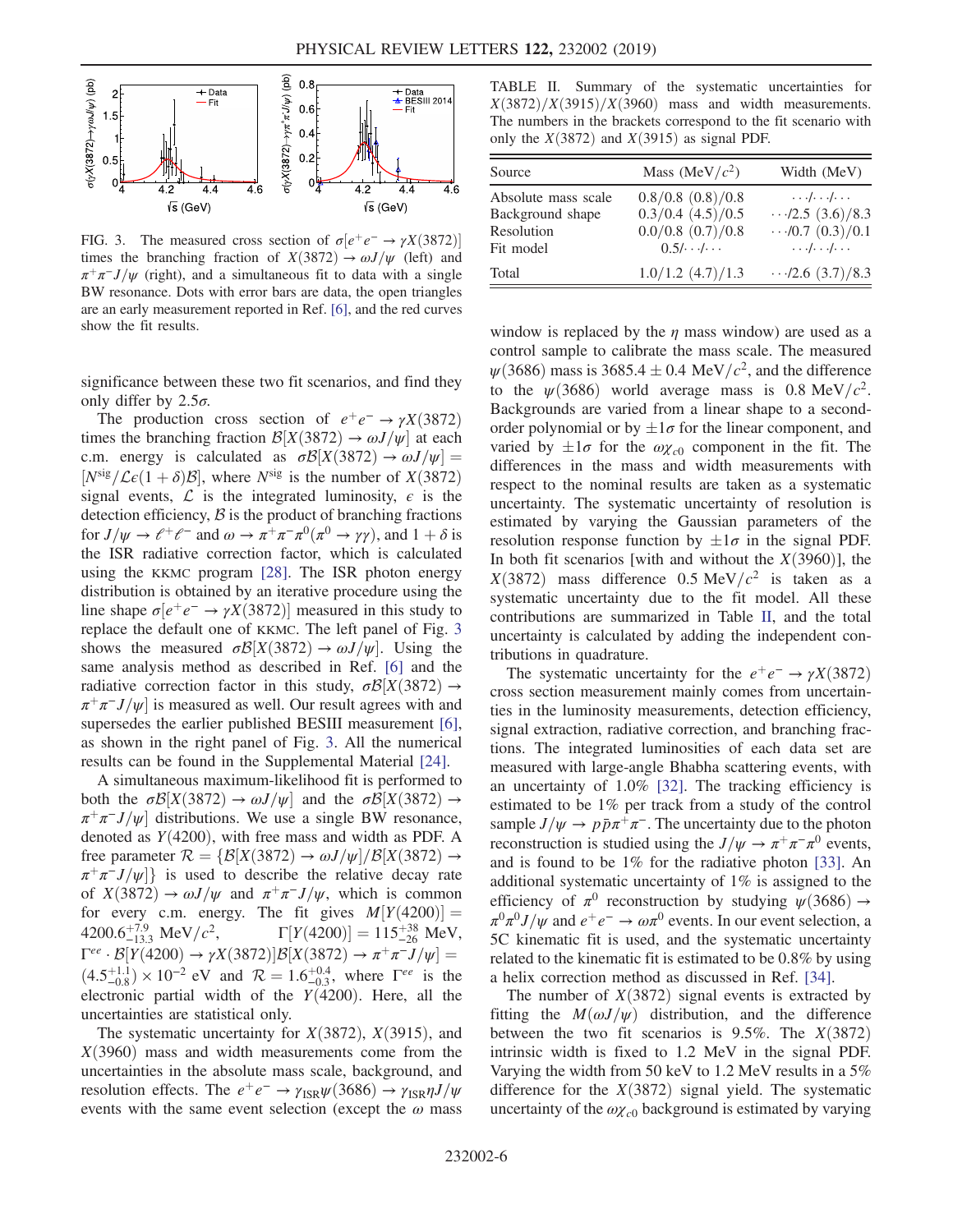FIG. 3. The measured cross section of $\sigma[e^+e^- \to \gamma X(3872)]$ times the branching fraction of $X(3872) \to \omega J/\psi$ (left) and $\pi^+\pi^- J/\psi$ (right), and a simultaneous fit to data with a single BW resonance. Dots with error bars are data, the open triangles are an early measurement reported in Ref. [6], and the red curves show the fit results.

significance between these two fit scenarios, and find they only differ by $2.5\sigma$.

The production cross section of $e^+e^- \to \gamma X(3872)$ times the branching fraction $\mathcal{B}[X(3872) \to \omega J/\psi]$ at each c.m. energy is calculated as $\sigma\mathcal{B}[X(3872) \to \omega J/\psi] = [N^{\rm sig}/\mathcal{L}\epsilon(1+\delta)\mathcal{B}]$, where $N^{\rm sig}$ is the number of $X(3872)$ signal events, $\mathcal{L}$ is the integrated luminosity, $\epsilon$ is the detection efficiency, $\mathcal{B}$ is the product of branching fractions for $J/\psi \to \ell^+\ell^-$ and $\omega \to \pi^+\pi^-\pi^0(\pi^0 \to \gamma\gamma)$, and $1+\delta$ is the ISR radiative correction factor, which is calculated using the KKMC program [28]. The ISR photon energy distribution is obtained by an iterative procedure using the line shape $\sigma[e^+e^- \to \gamma X(3872)]$ measured in this study to replace the default one of KKMC. The left panel of Fig. 3 shows the measured $\sigma\mathcal{B}[X(3872) \to \omega J/\psi]$. Using the same analysis method as described in Ref. [6] and the radiative correction factor in this study, $\sigma\mathcal{B}[X(3872) \to \pi^+\pi^- J/\psi]$ is measured as well. Our result agrees with and supersedes the earlier published BESIII measurement [6], as shown in the right panel of Fig. 3. All the numerical results can be found in the Supplemental Material [24].

A simultaneous maximum-likelihood fit is performed to both the $\sigma\mathcal{B}[X(3872) \to \omega J/\psi]$ and the $\sigma\mathcal{B}[X(3872) \to \pi^+\pi^- J/\psi]$ distributions. We use a single BW resonance, denoted as $Y(4200)$, with free mass and width as PDF. A free parameter $\mathcal{R} = \{\mathcal{B}[X(3872) \to \omega J/\psi]/\mathcal{B}[X(3872) \to \pi^+\pi^- J/\psi]\}$ is used to describe the relative decay rate of $X(3872) \to \omega J/\psi$ and $\pi^+\pi^- J/\psi$, which is common for every c.m. energy. The fit gives $M[Y(4200)] = 4200.6^{+7.9}_{-13.3}$ MeV/$c^2$, $\Gamma[Y(4200)] = 115^{+38}_{-26}$ MeV, $\Gamma^{ee} \cdot \mathcal{B}[Y(4200) \to \gamma X(3872)]\mathcal{B}[X(3872) \to \pi^+\pi^- J/\psi] = (4.5^{+1.1}_{-0.8}) \times 10^{-2}$ eV and $\mathcal{R} = 1.6^{+0.4}_{-0.3}$, where $\Gamma^{ee}$ is the electronic partial width of the $Y(4200)$. Here, all the uncertainties are statistical only.

The systematic uncertainty for $X(3872)$, $X(3915)$, and $X(3960)$ mass and width measurements come from the uncertainties in the absolute mass scale, background, and resolution effects. The $e^+e^- \to \gamma_{\rm ISR}\psi(3686) \to \gamma_{\rm ISR}\eta J/\psi$ events with the same event selection (except the $\omega$ mass window is replaced by the $\eta$ mass window) are used as a control sample to calibrate the mass scale. The measured $\psi(3686)$ mass is $3685.4 \pm 0.4$ MeV/$c^2$, and the difference to the $\psi(3686)$ world average mass is 0.8 MeV/$c^2$. Backgrounds are varied from a linear shape to a second-order polynomial or by $\pm 1\sigma$ for the linear component, and varied by $\pm 1\sigma$ for the $\omega\chi_{c0}$ component in the fit. The differences in the mass and width measurements with respect to the nominal results are taken as a systematic uncertainty. The systematic uncertainty of resolution is estimated by varying the Gaussian parameters of the resolution response function by $\pm 1\sigma$ in the signal PDF. In both fit scenarios [with and without the $X(3960)$], the $X(3872)$ mass difference 0.5 MeV/$c^2$ is taken as a systematic uncertainty due to the fit model. All these contributions are summarized in Table II, and the total uncertainty is calculated by adding the independent contributions in quadrature.

TABLE II. Summary of the systematic uncertainties for $X(3872)/X(3915)/X(3960)$ mass and width measurements. The numbers in the brackets correspond to the fit scenario with only the $X(3872)$ and $X(3915)$ as signal PDF.

| Source | Mass (MeV/$c^2$) | Width (MeV) |
|---|---|---|
| Absolute mass scale | 0.8/0.8 (0.8)/0.8 | $\cdots$/$\cdots$/$\cdots$ |
| Background shape | 0.3/0.4 (4.5)/0.5 | $\cdots$/2.5 (3.6)/8.3 |
| Resolution | 0.0/0.8 (0.7)/0.8 | $\cdots$/0.7 (0.3)/0.1 |
| Fit model | 0.5/$\cdots$/$\cdots$ | $\cdots$/$\cdots$/$\cdots$ |
| Total | 1.0/1.2 (4.7)/1.3 | $\cdots$/2.6 (3.7)/8.3 |

The systematic uncertainty for the $e^+e^- \to \gamma X(3872)$ cross section measurement mainly comes from uncertainties in the luminosity measurements, detection efficiency, signal extraction, radiative correction, and branching fractions. The integrated luminosities of each data set are measured with large-angle Bhabha scattering events, with an uncertainty of 1.0% [32]. The tracking efficiency is estimated to be 1% per track from a study of the control sample $J/\psi \to p\bar{p}\pi^+\pi^-$. The uncertainty due to the photon reconstruction is studied using the $J/\psi \to \pi^+\pi^-\pi^0$ events, and is found to be 1% for the radiative photon [33]. An additional systematic uncertainty of 1% is assigned to the efficiency of $\pi^0$ reconstruction by studying $\psi(3686) \to \pi^0\pi^0 J/\psi$ and $e^+e^- \to \omega\pi^0$ events. In our event selection, a 5C kinematic fit is used, and the systematic uncertainty related to the kinematic fit is estimated to be 0.8% by using a helix correction method as discussed in Ref. [34].

The number of $X(3872)$ signal events is extracted by fitting the $M(\omega J/\psi)$ distribution, and the difference between the two fit scenarios is 9.5%. The $X(3872)$ intrinsic width is fixed to 1.2 MeV in the signal PDF. Varying the width from 50 keV to 1.2 MeV results in a 5% difference for the $X(3872)$ signal yield. The systematic uncertainty of the $\omega\chi_{c0}$ background is estimated by varying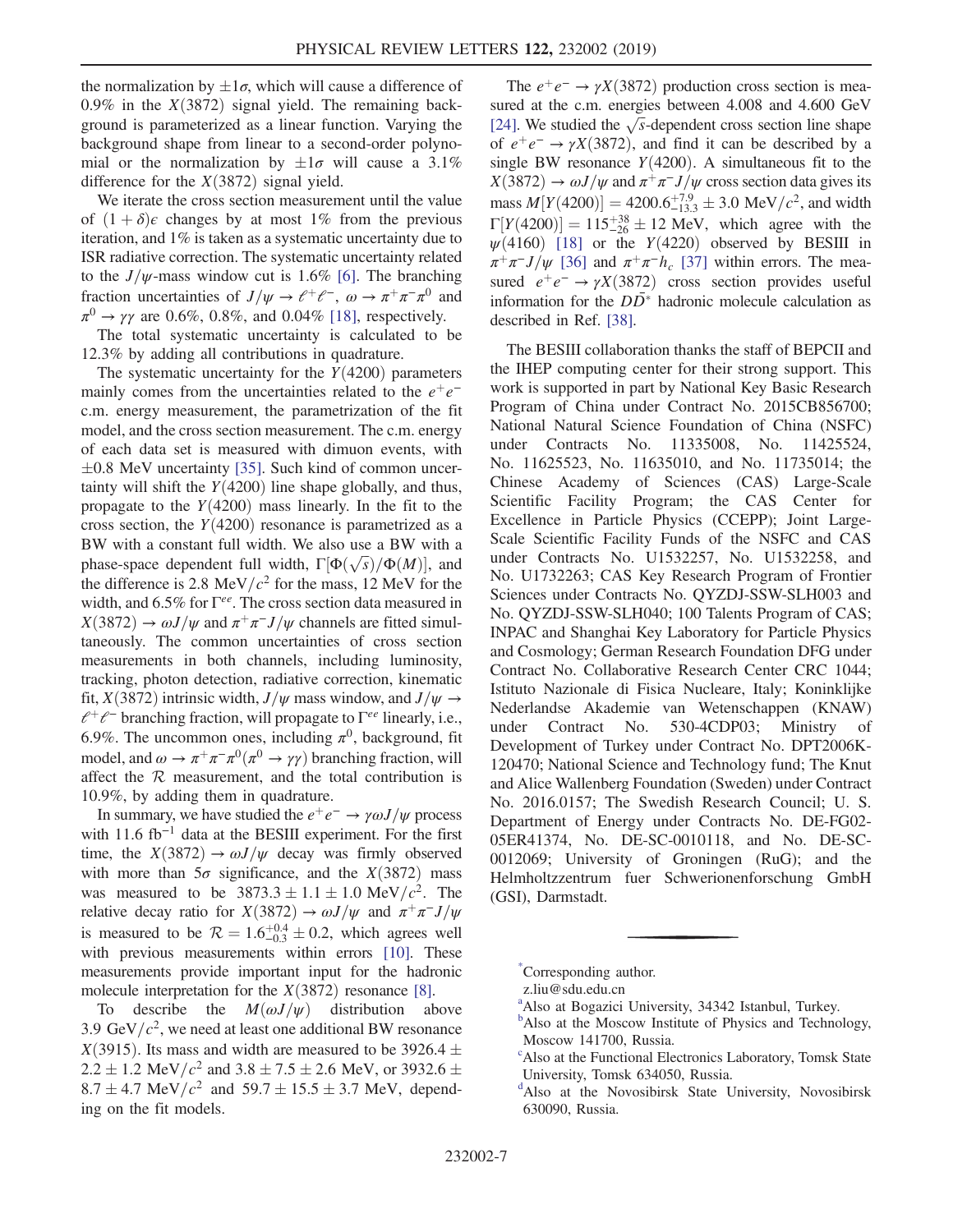the normalization by $\pm 1\sigma$, which will cause a difference of 0.9% in the $X(3872)$ signal yield. The remaining background is parameterized as a linear function. Varying the background shape from linear to a second-order polynomial or the normalization by $\pm 1\sigma$ will cause a 3.1% difference for the $X(3872)$ signal yield.

We iterate the cross section measurement until the value of $(1+\delta)\epsilon$ changes by at most 1% from the previous iteration, and 1% is taken as a systematic uncertainty due to ISR radiative correction. The systematic uncertainty related to the $J/\psi$-mass window cut is 1.6% [6]. The branching fraction uncertainties of $J/\psi \to \ell^+\ell^-$, $\omega \to \pi^+\pi^-\pi^0$ and $\pi^0 \to \gamma\gamma$ are 0.6%, 0.8%, and 0.04% [18], respectively.

The total systematic uncertainty is calculated to be 12.3% by adding all contributions in quadrature.

The systematic uncertainty for the $Y(4200)$ parameters mainly comes from the uncertainties related to the $e^+e^-$ c.m. energy measurement, the parametrization of the fit model, and the cross section measurement. The c.m. energy of each data set is measured with dimuon events, with $\pm 0.8$ MeV uncertainty [35]. Such kind of common uncertainty will shift the $Y(4200)$ line shape globally, and thus, propagate to the $Y(4200)$ mass linearly. In the fit to the cross section, the $Y(4200)$ resonance is parametrized as a BW with a constant full width. We also use a BW with a phase-space dependent full width, $\Gamma[\Phi(\sqrt{s})/\Phi(M)]$, and the difference is 2.8 MeV$/c^2$ for the mass, 12 MeV for the width, and 6.5% for $\Gamma^{ee}$. The cross section data measured in $X(3872) \to \omega J/\psi$ and $\pi^+\pi^- J/\psi$ channels are fitted simultaneously. The common uncertainties of cross section measurements in both channels, including luminosity, tracking, photon detection, radiative correction, kinematic fit, $X(3872)$ intrinsic width, $J/\psi$ mass window, and $J/\psi \to \ell^+\ell^-$ branching fraction, will propagate to $\Gamma^{ee}$ linearly, i.e., 6.9%. The uncommon ones, including $\pi^0$, background, fit model, and $\omega \to \pi^+\pi^-\pi^0(\pi^0 \to \gamma\gamma)$ branching fraction, will affect the $\mathcal{R}$ measurement, and the total contribution is 10.9%, by adding them in quadrature.

In summary, we have studied the $e^+e^- \to \gamma\omega J/\psi$ process with 11.6 fb$^{-1}$ data at the BESIII experiment. For the first time, the $X(3872) \to \omega J/\psi$ decay was firmly observed with more than $5\sigma$ significance, and the $X(3872)$ mass was measured to be $3873.3 \pm 1.1 \pm 1.0$ MeV$/c^2$. The relative decay ratio for $X(3872) \to \omega J/\psi$ and $\pi^+\pi^- J/\psi$ is measured to be $\mathcal{R} = 1.6^{+0.4}_{-0.3} \pm 0.2$, which agrees well with previous measurements within errors [10]. These measurements provide important input for the hadronic molecule interpretation for the $X(3872)$ resonance [8].

To describe the $M(\omega J/\psi)$ distribution above 3.9 GeV$/c^2$, we need at least one additional BW resonance $X(3915)$. Its mass and width are measured to be $3926.4 \pm 2.2 \pm 1.2$ MeV$/c^2$ and $3.8 \pm 7.5 \pm 2.6$ MeV, or $3932.6 \pm 8.7 \pm 4.7$ MeV$/c^2$ and $59.7 \pm 15.5 \pm 3.7$ MeV, depending on the fit models.

The $e^+e^- \to \gamma X(3872)$ production cross section is measured at the c.m. energies between 4.008 and 4.600 GeV [24]. We studied the $\sqrt{s}$-dependent cross section line shape of $e^+e^- \to \gamma X(3872)$, and find it can be described by a single BW resonance $Y(4200)$. A simultaneous fit to the $X(3872) \to \omega J/\psi$ and $\pi^+\pi^- J/\psi$ cross section data gives its mass $M[Y(4200)] = 4200.6^{+7.9}_{-13.3} \pm 3.0$ MeV$/c^2$, and width $\Gamma[Y(4200)] = 115^{+38}_{-26} \pm 12$ MeV, which agree with the $\psi(4160)$ [18] or the $Y(4220)$ observed by BESIII in $\pi^+\pi^- J/\psi$ [36] and $\pi^+\pi^- h_c$ [37] within errors. The measured $e^+e^- \to \gamma X(3872)$ cross section provides useful information for the $D\bar{D}^*$ hadronic molecule calculation as described in Ref. [38].

The BESIII collaboration thanks the staff of BEPCII and the IHEP computing center for their strong support. This work is supported in part by National Key Basic Research Program of China under Contract No. 2015CB856700; National Natural Science Foundation of China (NSFC) under Contracts No. 11335008, No. 11425524, No. 11625523, No. 11635010, and No. 11735014; the Chinese Academy of Sciences (CAS) Large-Scale Scientific Facility Program; the CAS Center for Excellence in Particle Physics (CCEPP); Joint Large-Scale Scientific Facility Funds of the NSFC and CAS under Contracts No. U1532257, No. U1532258, and No. U1732263; CAS Key Research Program of Frontier Sciences under Contracts No. QYZDJ-SSW-SLH003 and No. QYZDJ-SSW-SLH040; 100 Talents Program of CAS; INPAC and Shanghai Key Laboratory for Particle Physics and Cosmology; German Research Foundation DFG under Contract No. Collaborative Research Center CRC 1044; Istituto Nazionale di Fisica Nucleare, Italy; Koninklijke Nederlandse Akademie van Wetenschappen (KNAW) under Contract No. 530-4CDP03; Ministry of Development of Turkey under Contract No. DPT2006K-120470; National Science and Technology fund; The Knut and Alice Wallenberg Foundation (Sweden) under Contract No. 2016.0157; The Swedish Research Council; U. S. Department of Energy under Contracts No. DE-FG02-05ER41374, No. DE-SC-0010118, and No. DE-SC-0012069; University of Groningen (RuG); and the Helmholtzzentrum fuer Schwerionenforschung GmbH (GSI), Darmstadt.

---

[*] Corresponding author.
z.liu@sdu.edu.cn

[a] Also at Bogazici University, 34342 Istanbul, Turkey.

[b] Also at the Moscow Institute of Physics and Technology, Moscow 141700, Russia.

[c] Also at the Functional Electronics Laboratory, Tomsk State University, Tomsk 634050, Russia.

[d] Also at the Novosibirsk State University, Novosibirsk 630090, Russia.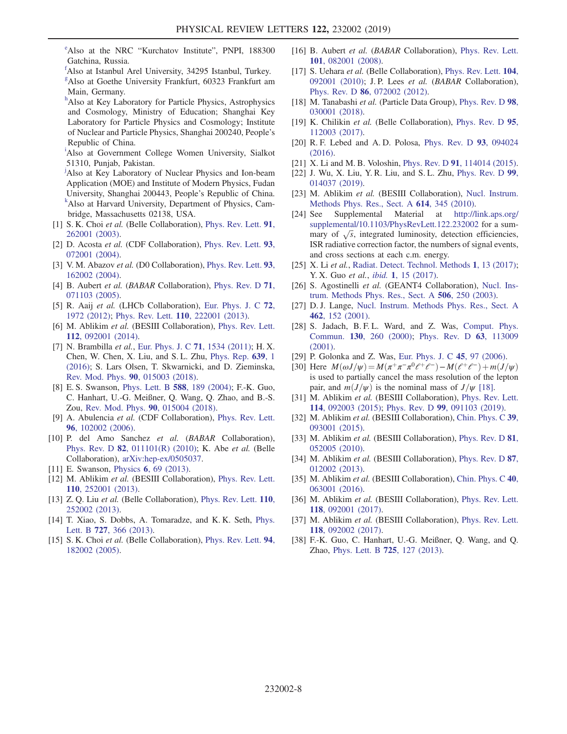[e] Also at the NRC "Kurchatov Institute", PNPI, 188300 Gatchina, Russia.

[f] Also at Istanbul Arel University, 34295 Istanbul, Turkey.

[g] Also at Goethe University Frankfurt, 60323 Frankfurt am Main, Germany.

[h] Also at Key Laboratory for Particle Physics, Astrophysics and Cosmology, Ministry of Education; Shanghai Key Laboratory for Particle Physics and Cosmology; Institute of Nuclear and Particle Physics, Shanghai 200240, People's Republic of China.

[i] Also at Government College Women University, Sialkot 51310, Punjab, Pakistan.

[j] Also at Key Laboratory of Nuclear Physics and Ion-beam Application (MOE) and Institute of Modern Physics, Fudan University, Shanghai 200443, People's Republic of China.

[k] Also at Harvard University, Department of Physics, Cambridge, Massachusetts 02138, USA.

[1] S. K. Choi *et al.* (Belle Collaboration), Phys. Rev. Lett. **91**, 262001 (2003).

[2] D. Acosta *et al.* (CDF Collaboration), Phys. Rev. Lett. **93**, 072001 (2004).

[3] V. M. Abazov *et al.* (D0 Collaboration), Phys. Rev. Lett. **93**, 162002 (2004).

[4] B. Aubert *et al.* (*BABAR* Collaboration), Phys. Rev. D **71**, 071103 (2005).

[5] R. Aaij *et al.* (LHCb Collaboration), Eur. Phys. J. C **72**, 1972 (2012); Phys. Rev. Lett. **110**, 222001 (2013).

[6] M. Ablikim *et al.* (BESIII Collaboration), Phys. Rev. Lett. **112**, 092001 (2014).

[7] N. Brambilla *et al.*, Eur. Phys. J. C **71**, 1534 (2011); H. X. Chen, W. Chen, X. Liu, and S. L. Zhu, Phys. Rep. **639**, 1 (2016); S. Lars Olsen, T. Skwarnicki, and D. Zieminska, Rev. Mod. Phys. **90**, 015003 (2018).

[8] E. S. Swanson, Phys. Lett. B **588**, 189 (2004); F.-K. Guo, C. Hanhart, U.-G. Meißner, Q. Wang, Q. Zhao, and B.-S. Zou, Rev. Mod. Phys. **90**, 015004 (2018).

[9] A. Abulencia *et al.* (CDF Collaboration), Phys. Rev. Lett. **96**, 102002 (2006).

[10] P. del Amo Sanchez *et al.* (*BABAR* Collaboration), Phys. Rev. D **82**, 011101(R) (2010); K. Abe *et al.* (Belle Collaboration), arXiv:hep-ex/0505037.

[11] E. Swanson, Physics **6**, 69 (2013).

[12] M. Ablikim *et al.* (BESIII Collaboration), Phys. Rev. Lett. **110**, 252001 (2013).

[13] Z. Q. Liu *et al.* (Belle Collaboration), Phys. Rev. Lett. **110**, 252002 (2013).

[14] T. Xiao, S. Dobbs, A. Tomaradze, and K. K. Seth, Phys. Lett. B **727**, 366 (2013).

[15] S. K. Choi *et al.* (Belle Collaboration), Phys. Rev. Lett. **94**, 182002 (2005).

[16] B. Aubert *et al.* (*BABAR* Collaboration), Phys. Rev. Lett. **101**, 082001 (2008).

[17] S. Uehara *et al.* (Belle Collaboration), Phys. Rev. Lett. **104**, 092001 (2010); J. P. Lees *et al.* (*BABAR* Collaboration), Phys. Rev. D **86**, 072002 (2012).

[18] M. Tanabashi *et al.* (Particle Data Group), Phys. Rev. D **98**, 030001 (2018).

[19] K. Chilikin *et al.* (Belle Collaboration), Phys. Rev. D **95**, 112003 (2017).

[20] R. F. Lebed and A. D. Polosa, Phys. Rev. D **93**, 094024 (2016).

[21] X. Li and M. B. Voloshin, Phys. Rev. D **91**, 114014 (2015).

[22] J. Wu, X. Liu, Y. R. Liu, and S. L. Zhu, Phys. Rev. D **99**, 014037 (2019).

[23] M. Ablikim *et al.* (BESIII Collaboration), Nucl. Instrum. Methods Phys. Res., Sect. A **614**, 345 (2010).

[24] See Supplemental Material at http://link.aps.org/supplemental/10.1103/PhysRevLett.122.232002 for a summary of $\sqrt{s}$, integrated luminosity, detection efficiencies, ISR radiative correction factor, the numbers of signal events, and cross sections at each c.m. energy.

[25] X. Li *et al.*, Radiat. Detect. Technol. Methods **1**, 13 (2017); Y. X. Guo *et al.*, *ibid.* **1**, 15 (2017).

[26] S. Agostinelli *et al.* (GEANT4 Collaboration), Nucl. Instrum. Methods Phys. Res., Sect. A **506**, 250 (2003).

[27] D. J. Lange, Nucl. Instrum. Methods Phys. Res., Sect. A **462**, 152 (2001).

[28] S. Jadach, B. F. L. Ward, and Z. Was, Comput. Phys. Commun. **130**, 260 (2000); Phys. Rev. D **63**, 113009 (2001).

[29] P. Golonka and Z. Was, Eur. Phys. J. C **45**, 97 (2006).

[30] Here $M(\omega J/\psi) = M(\pi^+\pi^-\pi^0\ell^+\ell^-) - M(\ell^+\ell^-) + m(J/\psi)$ is used to partially cancel the mass resolution of the lepton pair, and $m(J/\psi)$ is the nominal mass of $J/\psi$ [18].

[31] M. Ablikim *et al.* (BESIII Collaboration), Phys. Rev. Lett. **114**, 092003 (2015); Phys. Rev. D **99**, 091103 (2019).

[32] M. Ablikim *et al.* (BESIII Collaboration), Chin. Phys. C **39**, 093001 (2015).

[33] M. Ablikim *et al.* (BESIII Collaboration), Phys. Rev. D **81**, 052005 (2010).

[34] M. Ablikim *et al.* (BESIII Collaboration), Phys. Rev. D **87**, 012002 (2013).

[35] M. Ablikim *et al.* (BESIII Collaboration), Chin. Phys. C **40**, 063001 (2016).

[36] M. Ablikim *et al.* (BESIII Collaboration), Phys. Rev. Lett. **118**, 092001 (2017).

[37] M. Ablikim *et al.* (BESIII Collaboration), Phys. Rev. Lett. **118**, 092002 (2017).

[38] F.-K. Guo, C. Hanhart, U.-G. Meißner, Q. Wang, and Q. Zhao, Phys. Lett. B **725**, 127 (2013).